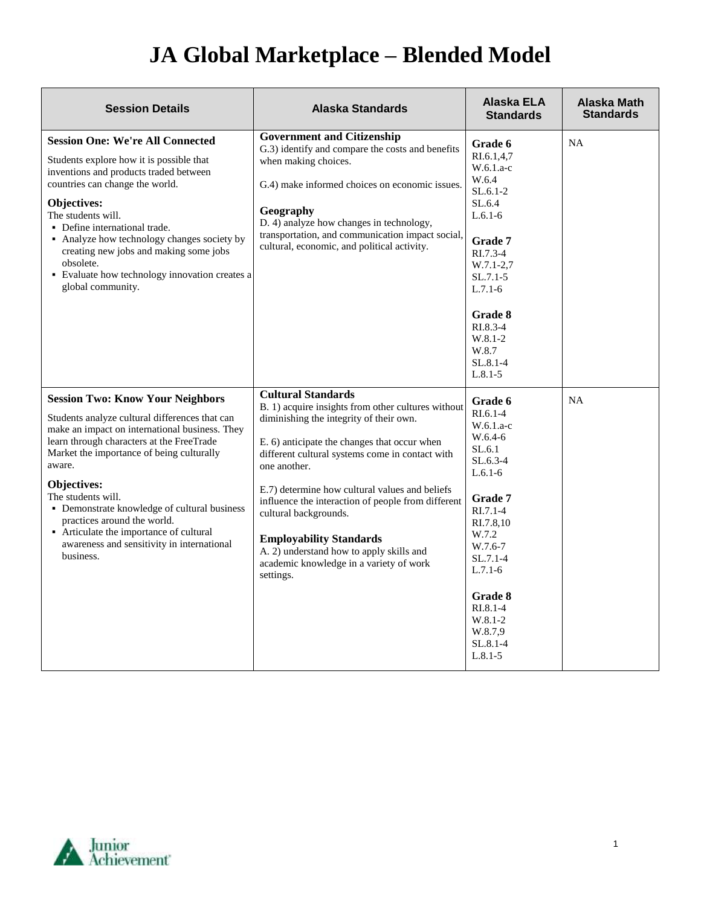# JA Global Marketplace – Blended Model

| Session Details | Alaska Standards | Alaska ELA Standards | Alaska Math Standards |
|---|---|---|---|
| **Session One: We're All Connected**<br><br>Students explore how it is possible that inventions and products traded between countries can change the world.<br><br>**Objectives:**<br>The students will.<br>▪ Define international trade.<br>▪ Analyze how technology changes society by creating new jobs and making some jobs obsolete.<br>▪ Evaluate how technology innovation creates a global community. | **Government and Citizenship**<br>G.3) identify and compare the costs and benefits when making choices.<br><br>G.4) make informed choices on economic issues.<br><br>**Geography**<br>D. 4) analyze how changes in technology, transportation, and communication impact social, cultural, economic, and political activity. | **Grade 6**<br>RI.6.1,4,7<br>W.6.1.a-c<br>W.6.4<br>SL.6.1-2<br>SL.6.4<br>L.6.1-6<br><br>**Grade 7**<br>RI.7.3-4<br>W.7.1-2,7<br>SL.7.1-5<br>L.7.1-6<br><br>**Grade 8**<br>RI.8.3-4<br>W.8.1-2<br>W.8.7<br>SL.8.1-4<br>L.8.1-5 | NA |
| **Session Two: Know Your Neighbors**<br><br>Students analyze cultural differences that can make an impact on international business. They learn through characters at the FreeTrade Market the importance of being culturally aware.<br><br>**Objectives:**<br>The students will.<br>▪ Demonstrate knowledge of cultural business practices around the world.<br>▪ Articulate the importance of cultural awareness and sensitivity in international business. | **Cultural Standards**<br>B. 1) acquire insights from other cultures without diminishing the integrity of their own.<br><br>E. 6) anticipate the changes that occur when different cultural systems come in contact with one another.<br><br>E.7) determine how cultural values and beliefs influence the interaction of people from different cultural backgrounds.<br><br>**Employability Standards**<br>A. 2) understand how to apply skills and academic knowledge in a variety of work settings. | **Grade 6**<br>RI.6.1-4<br>W.6.1.a-c<br>W.6.4-6<br>SL.6.1<br>SL.6.3-4<br>L.6.1-6<br><br>**Grade 7**<br>RI.7.1-4<br>RI.7.8,10<br>W.7.2<br>W.7.6-7<br>SL.7.1-4<br>L.7.1-6<br><br>**Grade 8**<br>RI.8.1-4<br>W.8.1-2<br>W.8.7,9<br>SL.8.1-4<br>L.8.1-5 | NA |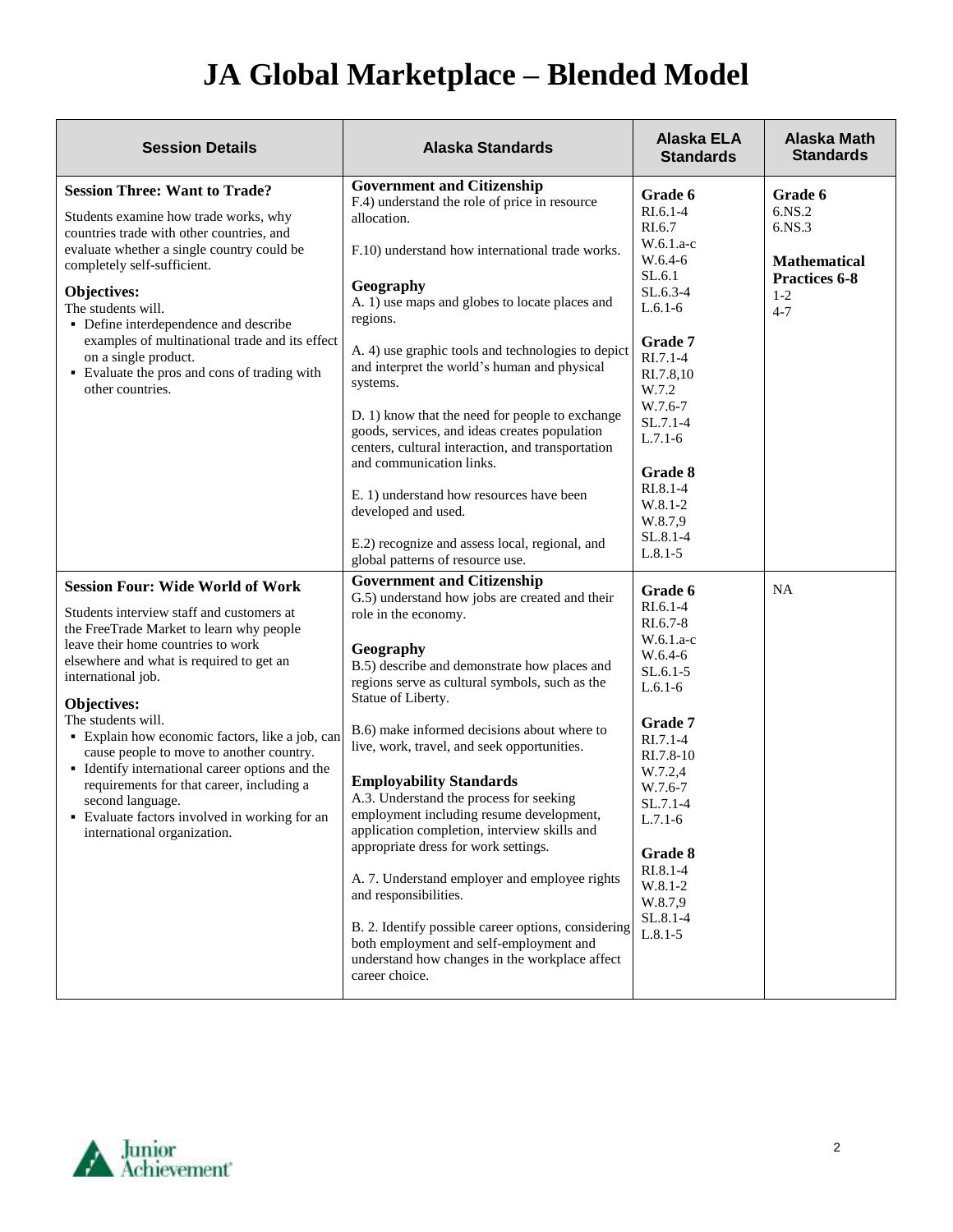# JA Global Marketplace – Blended Model

| Session Details | Alaska Standards | Alaska ELA Standards | Alaska Math Standards |
|---|---|---|---|
| **Session Three: Want to Trade?**<br><br>Students examine how trade works, why countries trade with other countries, and evaluate whether a single country could be completely self-sufficient.<br><br>**Objectives:**<br>The students will.<br>▪ Define interdependence and describe examples of multinational trade and its effect on a single product.<br>▪ Evaluate the pros and cons of trading with other countries. | **Government and Citizenship**<br>F.4) understand the role of price in resource allocation.<br><br>F.10) understand how international trade works.<br><br>**Geography**<br>A. 1) use maps and globes to locate places and regions.<br><br>A. 4) use graphic tools and technologies to depict and interpret the world's human and physical systems.<br><br>D. 1) know that the need for people to exchange goods, services, and ideas creates population centers, cultural interaction, and transportation and communication links.<br><br>E. 1) understand how resources have been developed and used.<br><br>E.2) recognize and assess local, regional, and global patterns of resource use. | **Grade 6**<br>RI.6.1-4<br>RI.6.7<br>W.6.1.a-c<br>W.6.4-6<br>SL.6.1<br>SL.6.3-4<br>L.6.1-6<br><br>**Grade 7**<br>RI.7.1-4<br>RI.7.8,10<br>W.7.2<br>W.7.6-7<br>SL.7.1-4<br>L.7.1-6<br><br>**Grade 8**<br>RI.8.1-4<br>W.8.1-2<br>W.8.7,9<br>SL.8.1-4<br>L.8.1-5 | **Grade 6**<br>6.NS.2<br>6.NS.3<br><br>**Mathematical Practices 6-8**<br>1-2<br>4-7 |
| **Session Four: Wide World of Work**<br><br>Students interview staff and customers at the FreeTrade Market to learn why people leave their home countries to work elsewhere and what is required to get an international job.<br><br>**Objectives:**<br>The students will.<br>▪ Explain how economic factors, like a job, can cause people to move to another country.<br>▪ Identify international career options and the requirements for that career, including a second language.<br>▪ Evaluate factors involved in working for an international organization. | **Government and Citizenship**<br>G.5) understand how jobs are created and their role in the economy.<br><br>**Geography**<br>B.5) describe and demonstrate how places and regions serve as cultural symbols, such as the Statue of Liberty.<br><br>B.6) make informed decisions about where to live, work, travel, and seek opportunities.<br><br>**Employability Standards**<br>A.3. Understand the process for seeking employment including resume development, application completion, interview skills and appropriate dress for work settings.<br><br>A. 7. Understand employer and employee rights and responsibilities.<br><br>B. 2. Identify possible career options, considering both employment and self-employment and understand how changes in the workplace affect career choice. | **Grade 6**<br>RI.6.1-4<br>RI.6.7-8<br>W.6.1.a-c<br>W.6.4-6<br>SL.6.1-5<br>L.6.1-6<br><br>**Grade 7**<br>RI.7.1-4<br>RI.7.8-10<br>W.7.2,4<br>W.7.6-7<br>SL.7.1-4<br>L.7.1-6<br><br>**Grade 8**<br>RI.8.1-4<br>W.8.1-2<br>W.8.7,9<br>SL.8.1-4<br>L.8.1-5 | NA |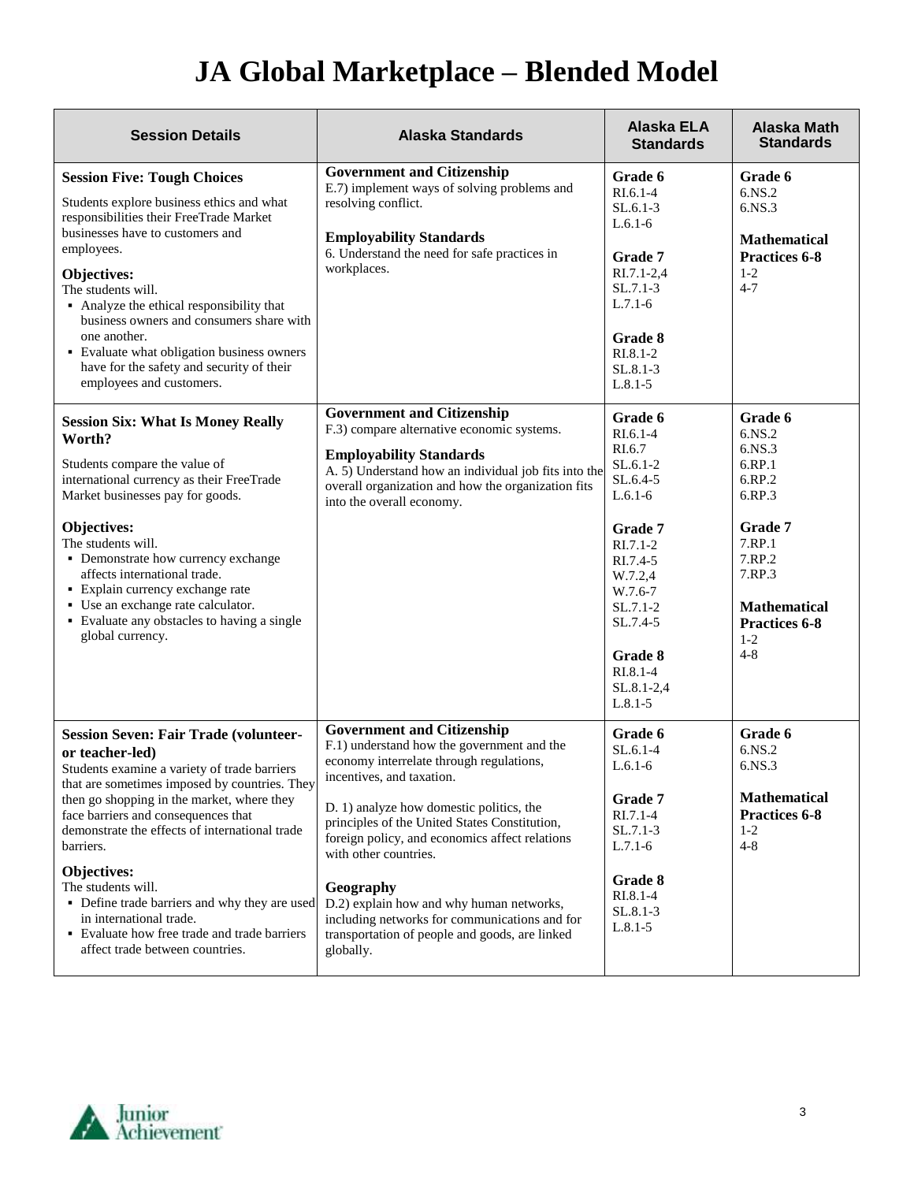# JA Global Marketplace – Blended Model

| Session Details | Alaska Standards | Alaska ELA Standards | Alaska Math Standards |
|---|---|---|---|
| **Session Five: Tough Choices**<br>Students explore business ethics and what responsibilities their FreeTrade Market businesses have to customers and employees.<br>**Objectives:**<br>The students will.<br>▪ Analyze the ethical responsibility that business owners and consumers share with one another.<br>▪ Evaluate what obligation business owners have for the safety and security of their employees and customers. | **Government and Citizenship**<br>E.7) implement ways of solving problems and resolving conflict.<br><br>**Employability Standards**<br>6. Understand the need for safe practices in workplaces. | **Grade 6**<br>RI.6.1-4<br>SL.6.1-3<br>L.6.1-6<br><br>**Grade 7**<br>RI.7.1-2,4<br>SL.7.1-3<br>L.7.1-6<br><br>**Grade 8**<br>RI.8.1-2<br>SL.8.1-3<br>L.8.1-5 | **Grade 6**<br>6.NS.2<br>6.NS.3<br><br>**Mathematical Practices 6-8**<br>1-2<br>4-7 |
| **Session Six: What Is Money Really Worth?**<br>Students compare the value of international currency as their FreeTrade Market businesses pay for goods.<br>**Objectives:**<br>The students will.<br>▪ Demonstrate how currency exchange affects international trade.<br>▪ Explain currency exchange rate<br>▪ Use an exchange rate calculator.<br>▪ Evaluate any obstacles to having a single global currency. | **Government and Citizenship**<br>F.3) compare alternative economic systems.<br><br>**Employability Standards**<br>A. 5) Understand how an individual job fits into the overall organization and how the organization fits into the overall economy. | **Grade 6**<br>RI.6.1-4<br>RI.6.7<br>SL.6.1-2<br>SL.6.4-5<br>L.6.1-6<br><br>**Grade 7**<br>RI.7.1-2<br>RI.7.4-5<br>W.7.2,4<br>W.7.6-7<br>SL.7.1-2<br>SL.7.4-5<br><br>**Grade 8**<br>RI.8.1-4<br>SL.8.1-2,4<br>L.8.1-5 | **Grade 6**<br>6.NS.2<br>6.NS.3<br>6.RP.1<br>6.RP.2<br>6.RP.3<br><br>**Grade 7**<br>7.RP.1<br>7.RP.2<br>7.RP.3<br><br>**Mathematical Practices 6-8**<br>1-2<br>4-8 |
| **Session Seven: Fair Trade (volunteer- or teacher-led)**<br>Students examine a variety of trade barriers that are sometimes imposed by countries. They then go shopping in the market, where they face barriers and consequences that demonstrate the effects of international trade barriers.<br>**Objectives:**<br>The students will.<br>▪ Define trade barriers and why they are used in international trade.<br>▪ Evaluate how free trade and trade barriers affect trade between countries. | **Government and Citizenship**<br>F.1) understand how the government and the economy interrelate through regulations, incentives, and taxation.<br><br>D. 1) analyze how domestic politics, the principles of the United States Constitution, foreign policy, and economics affect relations with other countries.<br><br>**Geography**<br>D.2) explain how and why human networks, including networks for communications and for transportation of people and goods, are linked globally. | **Grade 6**<br>SL.6.1-4<br>L.6.1-6<br><br>**Grade 7**<br>RI.7.1-4<br>SL.7.1-3<br>L.7.1-6<br><br>**Grade 8**<br>RI.8.1-4<br>SL.8.1-3<br>L.8.1-5 | **Grade 6**<br>6.NS.2<br>6.NS.3<br><br>**Mathematical Practices 6-8**<br>1-2<br>4-8 |